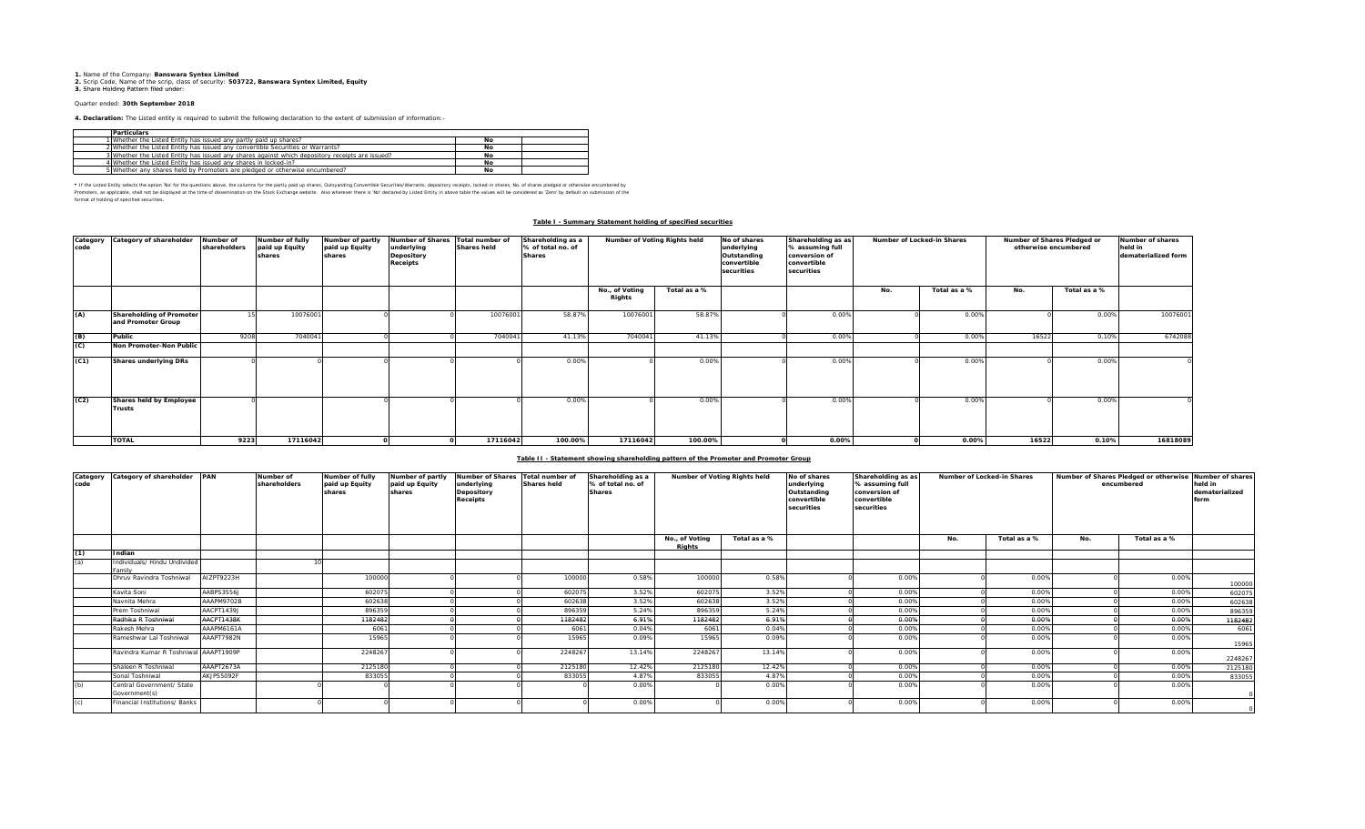**1.** Name of the Company: **Banswara Syntex Limited**
**2.** Scrip Code, Name of the scrip, class of security: **503722, Banswara Syntex Limited, Equity**
**3.** Share Holding Pattern filed under:

Quarter ended: **30th September 2018**

**4. Declaration:** The Listed entity is required to submit the following declaration to the extent of submission of information:-

| | Particulars | | |
|---|---|---|---|
| 1 | Whether the Listed Entity has issued any partly paid up shares? | No | |
| 2 | Whether the Listed Entity has issued any convertible Securities or Warrants? | No | |
| 3 | Whether the Listed Entity has issued any shares against which depository receipts are issued? | No | |
| 4 | Whether the Listed Entity has issued any shares in locked-in? | No | |
| 5 | Whether any shares held by Promoters are pledged or otherwise encumbered? | No | |

* If the Listed Entity selects the option 'No' for the questions above, the columns for the partly paid up shares, Outstanding Convertible Securities/Warrants, depository receipts, locked-in shares, No. of shares pledged or otherwise encumbered by Promoters, as applicable, shall not be displayed at the time of dissemination on the Stock Exchange website. Also wherever there is 'No' declared by Listed Entity in above table the values will be considered as 'Zero' by default on submission of the format of holding of specified securities.

## Table I - Summary Statement holding of specified securities

| Category code | Category of shareholder | Number of shareholders | Number of fully paid up Equity shares | Number of partly paid up Equity shares | Number of Shares underlying Depository Receipts | Total number of Shares held | Shareholding as a % of total no. of Shares | Number of Voting Rights held | | No of shares underlying Outstanding convertible securities | Shareholding as as % assuming full conversion of convertible securities | Number of Locked-in Shares | | Number of Shares Pledged or otherwise encumbered | | Number of shares held in dematerialized form |
|---|---|---|---|---|---|---|---|---|---|---|---|---|---|---|---|---|
| | | | | | | | | No., of Voting Rights | Total as a % | | | No. | Total as a % | No. | Total as a % | |
| (A) | Shareholding of Promoter and Promoter Group | 15 | 10076001 | 0 | 0 | 10076001 | 58.87% | 10076001 | 58.87% | 0 | 0.00% | 0 | 0.00% | 0 | 0.00% | 10076001 |
| (B) | Public | 9208 | 7040041 | 0 | 0 | 7040041 | 41.13% | 7040041 | 41.13% | 0 | 0.00% | 0 | 0.00% | 16522 | 0.10% | 6742088 |
| (C) | Non Promoter-Non Public | | | | | | | | | | | | | | | |
| (C1) | Shares underlying DRs | 0 | 0 | 0 | 0 | 0 | 0.00% | 0 | 0.00% | 0 | 0.00% | 0 | 0.00% | 0 | 0.00% | 0 |
| (C2) | Shares held by Employee Trusts | 0 | 0 | 0 | 0 | 0 | 0.00% | 0 | 0.00% | 0 | 0.00% | 0 | 0.00% | 0 | 0.00% | 0 |
| | **TOTAL** | **9223** | **17116042** | **0** | **0** | **17116042** | **100.00%** | **17116042** | **100.00%** | **0** | **0.00%** | **0** | **0.00%** | **16522** | **0.10%** | **16818089** |

## Table II - Statement showing shareholding pattern of the Promoter and Promoter Group

| Category code | Category of shareholder | PAN | Number of shareholders | Number of fully paid up Equity shares | Number of partly paid up Equity shares | Number of Shares underlying Depository Receipts | Total number of Shares held | Shareholding as a % of total no. of Shares | Number of Voting Rights held | | No of shares underlying Outstanding convertible securities | Shareholding as as % assuming full conversion of convertible securities | Number of Locked-in Shares | | Number of Shares Pledged or otherwise encumbered | | Number of shares held in dematerialized form |
|---|---|---|---|---|---|---|---|---|---|---|---|---|---|---|---|---|---|
| | | | | | | | | | No., of Voting Rights | Total as a % | | | No. | Total as a % | No. | Total as a % | |
| (1) | Indian | | | | | | | | | | | | | | | | |
| (a) | Individuals/ Hindu Undivided Family | | 10 | | | | | | | | | | | | | | |
| | Dhruv Ravindra Toshniwal | AIZPT9223H | | 100000 | 0 | 0 | 100000 | 0.58% | 100000 | 0.58% | 0 | 0.00% | 0 | 0.00% | 0 | 0.00% | 100000 |
| | Kavita Soni | AABPS3556J | | 602075 | 0 | 0 | 602075 | 3.52% | 602075 | 3.52% | 0 | 0.00% | 0 | 0.00% | 0 | 0.00% | 602075 |
| | Navnita Mehra | AAAPM9702B | | 602638 | 0 | 0 | 602638 | 3.52% | 602638 | 3.52% | 0 | 0.00% | 0 | 0.00% | 0 | 0.00% | 602638 |
| | Prem Toshniwal | AACPT1439J | | 896359 | 0 | 0 | 896359 | 5.24% | 896359 | 5.24% | 0 | 0.00% | 0 | 0.00% | 0 | 0.00% | 896359 |
| | Radhika R Toshniwal | AACPT1438K | | 1182482 | 0 | 0 | 1182482 | 6.91% | 1182482 | 6.91% | 0 | 0.00% | 0 | 0.00% | 0 | 0.00% | 1182482 |
| | Rakesh Mehra | AAAPM6161A | | 6061 | 0 | 0 | 6061 | 0.04% | 6061 | 0.04% | 0 | 0.00% | 0 | 0.00% | 0 | 0.00% | 6061 |
| | Rameshwar Lal Toshniwal | AAAPT7982N | | 15965 | 0 | 0 | 15965 | 0.09% | 15965 | 0.09% | 0 | 0.00% | 0 | 0.00% | 0 | 0.00% | 15965 |
| | Ravindra Kumar R Toshniwal | AAAPT1909P | | 2248267 | 0 | 0 | 2248267 | 13.14% | 2248267 | 13.14% | 0 | 0.00% | 0 | 0.00% | 0 | 0.00% | 2248267 |
| | Shaleen R Toshniwal | AAAPT2673A | | 2125180 | 0 | 0 | 2125180 | 12.42% | 2125180 | 12.42% | 0 | 0.00% | 0 | 0.00% | 0 | 0.00% | 2125180 |
| | Sonal Toshniwal | AKJPS5092F | | 833055 | 0 | 0 | 833055 | 4.87% | 833055 | 4.87% | 0 | 0.00% | 0 | 0.00% | 0 | 0.00% | 833055 |
| (b) | Central Government/ State Government(s) | | 0 | 0 | 0 | 0 | 0 | 0.00% | 0 | 0.00% | 0 | 0.00% | 0 | 0.00% | 0 | 0.00% | 0 |
| (c) | Financial Institutions/ Banks | | 0 | 0 | 0 | 0 | 0 | 0.00% | 0 | 0.00% | 0 | 0.00% | 0 | 0.00% | 0 | 0.00% | 0 |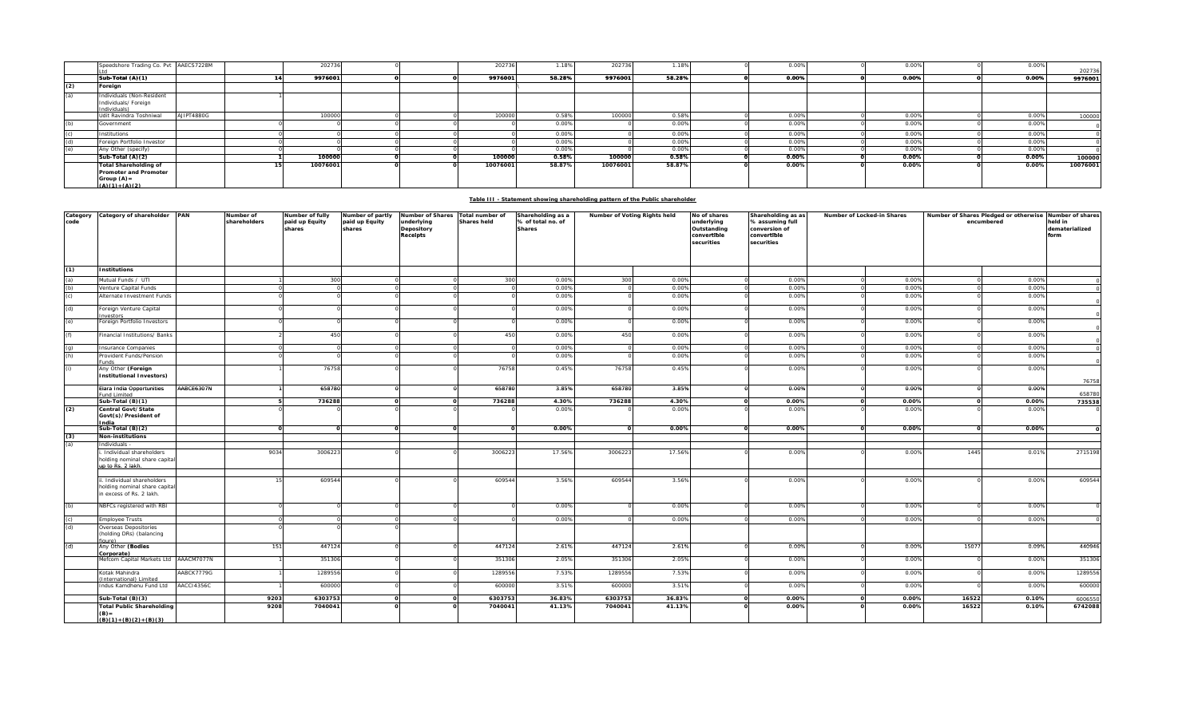| Category code | Category of shareholder | PAN | Number of shareholders | Number of fully paid up Equity shares | Number of partly paid up Equity shares | Number of Shares underlying Depository Receipts | Total number of Shares held | Shareholding as a % of total no. of Shares | Number of Voting Rights held | | No of shares underlying Outstanding convertible securities | Shareholding as as % assuming full conversion of convertible securities | Number of Locked-in Shares | | Number of Shares Pledged or otherwise encumbered | | Number of shares held in dematerialized form |
|---|---|---|---|---|---|---|---|---|---|---|---|---|---|---|---|---|---|
| | Speedshore Trading Co. Pvt Ltd | AAECS7228M | | 202736 | 0 | | 202736 | 1.18% | 202736 | 1.18% | 0 | 0.00% | 0 | 0.00% | 0 | 0.00% | 202736 |
| | **Sub-Total (A)(1)** | | **14** | **9976001** | **0** | **0** | **9976001** | **58.28%** | **9976001** | **58.28%** | **0** | **0.00%** | **0** | **0.00%** | **0** | **0.00%** | **9976001** |
| **(2)** | **Foreign** | | | | | | | | | | | | | | | | |
| (a) | Individuals (Non-Resident Individuals/ Foreign Individuals) | | 1 | | | | | | | | | | | | | | |
| | Udit Ravindra Toshniwal | AJIPT4880G | | 100000 | 0 | 0 | 100000 | 0.58% | 100000 | 0.58% | 0 | 0.00% | 0 | 0.00% | 0 | 0.00% | 100000 |
| (b) | Government | | 0 | 0 | 0 | 0 | 0 | 0.00% | 0 | 0.00% | 0 | 0.00% | 0 | 0.00% | 0 | 0.00% | 0 |
| (c) | Institutions | | 0 | 0 | 0 | 0 | 0 | 0.00% | 0 | 0.00% | 0 | 0.00% | 0 | 0.00% | 0 | 0.00% | 0 |
| (d) | Foreign Portfolio Investor | | 0 | 0 | 0 | 0 | 0 | 0.00% | 0 | 0.00% | 0 | 0.00% | 0 | 0.00% | 0 | 0.00% | 0 |
| (e) | Any Other (specify) | | 0 | 0 | 0 | 0 | 0 | 0.00% | 0 | 0.00% | 0 | 0.00% | 0 | 0.00% | 0 | 0.00% | 0 |
| | **Sub-Total (A)(2)** | | **1** | **100000** | **0** | **0** | **100000** | **0.58%** | **100000** | **0.58%** | **0** | **0.00%** | **0** | **0.00%** | **0** | **0.00%** | **100000** |
| | **Total Shareholding of Promoter and Promoter Group (A)= (A)(1)+(A)(2)** | | **15** | **10076001** | **0** | **0** | **10076001** | **58.87%** | **10076001** | **58.87%** | **0** | **0.00%** | **0** | **0.00%** | **0** | **0.00%** | **10076001** |

**Table III - Statement showing shareholding pattern of the Public shareholder**

| Category code | Category of shareholder | PAN | Number of shareholders | Number of fully paid up Equity shares | Number of partly paid up Equity shares | Number of Shares underlying Depository Receipts | Total number of Shares held | Shareholding as a % of total no. of Shares | Number of Voting Rights held | | No of shares underlying Outstanding convertible securities | Shareholding as as % assuming full conversion of convertible securities | Number of Locked-in Shares | | Number of Shares Pledged or otherwise encumbered | | Number of shares held in dematerialized form |
|---|---|---|---|---|---|---|---|---|---|---|---|---|---|---|---|---|---|
| **(1)** | **Institutions** | | | | | | | | | | | | | | | | |
| (a) | Mutual Funds / UTI | | 1 | 300 | 0 | 0 | 300 | 0.00% | 300 | 0.00% | 0 | 0.00% | 0 | 0.00% | 0 | 0.00% | 0 |
| (b) | Venture Capital Funds | | 0 | 0 | 0 | 0 | 0 | 0.00% | 0 | 0.00% | 0 | 0.00% | 0 | 0.00% | 0 | 0.00% | 0 |
| (c) | Alternate Investment Funds | | 0 | 0 | 0 | 0 | 0 | 0.00% | 0 | 0.00% | 0 | 0.00% | 0 | 0.00% | 0 | 0.00% | 0 |
| (d) | Foreign Venture Capital Investors | | 0 | 0 | 0 | 0 | 0 | 0.00% | 0 | 0.00% | 0 | 0.00% | 0 | 0.00% | 0 | 0.00% | 0 |
| (e) | Foreign Portfolio Investors | | 0 | 0 | 0 | 0 | 0 | 0.00% | 0 | 0.00% | 0 | 0.00% | 0 | 0.00% | 0 | 0.00% | 0 |
| (f) | Financial Institutions/ Banks | | 2 | 450 | 0 | 0 | 450 | 0.00% | 450 | 0.00% | 0 | 0.00% | 0 | 0.00% | 0 | 0.00% | 0 |
| (g) | Insurance Companies | | 0 | 0 | 0 | 0 | 0 | 0.00% | 0 | 0.00% | 0 | 0.00% | 0 | 0.00% | 0 | 0.00% | 0 |
| (h) | Provident Funds/Pension Funds | | 0 | 0 | 0 | 0 | 0 | 0.00% | 0 | 0.00% | 0 | 0.00% | 0 | 0.00% | 0 | 0.00% | 0 |
| (i) | Any Other **(Foreign Institutional Investors)** | | 1 | 76758 | 0 | 0 | 76758 | 0.45% | 76758 | 0.45% | 0 | 0.00% | 0 | 0.00% | 0 | 0.00% | 76758 |
| | Elara India Opportunities Fund Limited | AABCE6307N | 1 | 658780 | 0 | 0 | 658780 | 3.85% | 658780 | 3.85% | 0 | 0.00% | 0 | 0.00% | 0 | 0.00% | 658780 |
| | **Sub-Total (B)(1)** | | **5** | **736288** | **0** | **0** | **736288** | **4.30%** | **736288** | **4.30%** | **0** | **0.00%** | **0** | **0.00%** | **0** | **0.00%** | **735538** |
| **(2)** | **Central Govt/State Govt(s)/President of India** | | 0 | 0 | 0 | 0 | 0 | 0.00% | 0 | 0.00% | 0 | 0.00% | 0 | 0.00% | 0 | 0.00% | 0 |
| | **Sub-Total (B)(2)** | | **0** | **0** | **0** | **0** | **0** | **0.00%** | **0** | **0.00%** | **0** | **0.00%** | **0** | **0.00%** | **0** | **0.00%** | **0** |
| **(3)** | **Non-institutions** | | | | | | | | | | | | | | | | |
| (a) | Individuals - | | | | | | | | | | | | | | | | |
| | i. Individual shareholders holding nominal share capital up to Rs. 2 lakh. | | 9034 | 3006223 | 0 | 0 | 3006223 | 17.56% | 3006223 | 17.56% | 0 | 0.00% | 0 | 0.00% | 1445 | 0.01% | 2715198 |
| | ii. Individual shareholders holding nominal share capital in excess of Rs. 2 lakh. | | 15 | 609544 | 0 | 0 | 609544 | 3.56% | 609544 | 3.56% | 0 | 0.00% | 0 | 0.00% | 0 | 0.00% | 609544 |
| (b) | NBFCs registered with RBI | | 0 | 0 | 0 | 0 | 0 | 0.00% | 0 | 0.00% | 0 | 0.00% | 0 | 0.00% | 0 | 0.00% | 0 |
| (c) | Employee Trusts | | 0 | 0 | 0 | 0 | 0 | 0.00% | 0 | 0.00% | 0 | 0.00% | 0 | 0.00% | 0 | 0.00% | 0 |
| (d) | Overseas Depositories (holding DRs) (balancing figure) | | 0 | 0 | 0 | | | | | | | | | | | | |
| (d) | Any Other **(Bodies Corporate)** | | 151 | 447124 | 0 | 0 | 447124 | 2.61% | 447124 | 2.61% | 0 | 0.00% | 0 | 0.00% | 15077 | 0.09% | 440946 |
| | Mefcom Capital Markets Ltd | AAACM7077N | 1 | 351306 | 0 | 0 | 351306 | 2.05% | 351306 | 2.05% | 0 | 0.00% | 0 | 0.00% | 0 | 0.00% | 351306 |
| | Kotak Mahindra (International) Limited | AABCK7779G | 1 | 1289556 | 0 | 0 | 1289556 | 7.53% | 1289556 | 7.53% | 0 | 0.00% | 0 | 0.00% | 0 | 0.00% | 1289556 |
| | Indus Kamdhenu Fund Ltd | AACCI4356C | 1 | 600000 | 0 | 0 | 600000 | 3.51% | 600000 | 3.51% | 0 | 0.00% | 0 | 0.00% | 0 | 0.00% | 600000 |
| | **Sub-Total (B)(3)** | | **9203** | **6303753** | **0** | **0** | **6303753** | **36.83%** | **6303753** | **36.83%** | **0** | **0.00%** | **0** | **0.00%** | **16522** | **0.10%** | **6006550** |
| | **Total Public Shareholding (B)= (B)(1)+(B)(2)+(B)(3)** | | **9208** | **7040041** | **0** | **0** | **7040041** | **41.13%** | **7040041** | **41.13%** | **0** | **0.00%** | **0** | **0.00%** | **16522** | **0.10%** | **6742088** |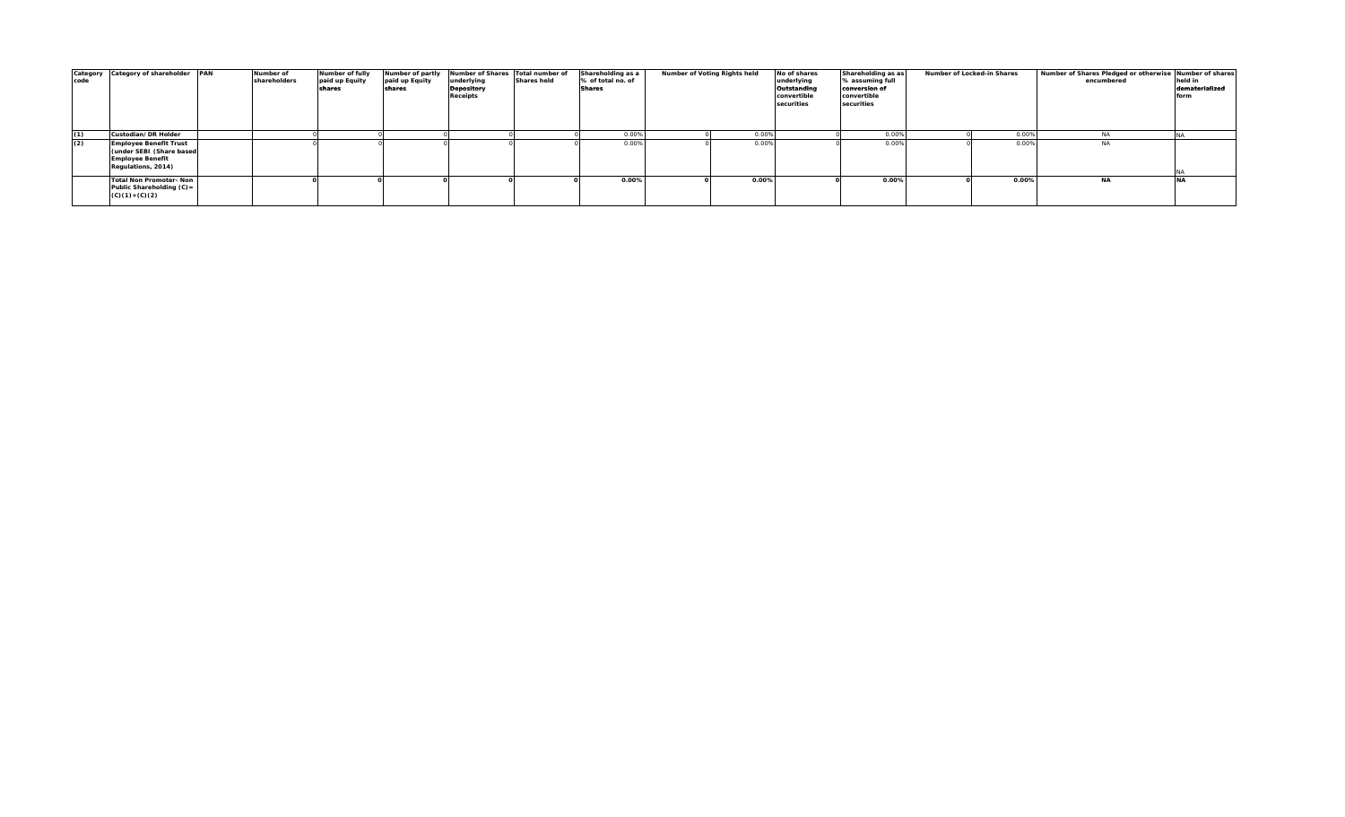| Category code | Category of shareholder | PAN | Number of shareholders | Number of fully paid up Equity shares | Number of partly paid up Equity shares | Number of Shares underlying Depository Receipts | Total number of Shares held | Shareholding as a % of total no. of Shares | Number of Voting Rights held | | No of shares underlying Outstanding convertible securities | Shareholding as as % assuming full conversion of convertible securities | Number of Locked-in Shares | | Number of Shares Pledged or otherwise encumbered | Number of shares held in dematerialized form |
|---|---|---|---|---|---|---|---|---|---|---|---|---|---|---|---|---|
| (1) | Custodian/ DR Holder | | 0 | 0 | 0 | 0 | 0 | 0.00% | 0 | 0.00% | 0 | 0.00% | 0 | 0.00% | NA | NA |
| (2) | Employee Benefit Trust (under SEBI (Share based Employee Benefit Regulations, 2014) | | 0 | 0 | 0 | 0 | 0 | 0.00% | 0 | 0.00% | 0 | 0.00% | 0 | 0.00% | NA | NA |
| | **Total Non Promoter- Non Public Shareholding (C)= (C)(1)+(C)(2)** | | **0** | **0** | **0** | **0** | **0** | **0.00%** | **0** | **0.00%** | **0** | **0.00%** | **0** | **0.00%** | **NA** | **NA** |